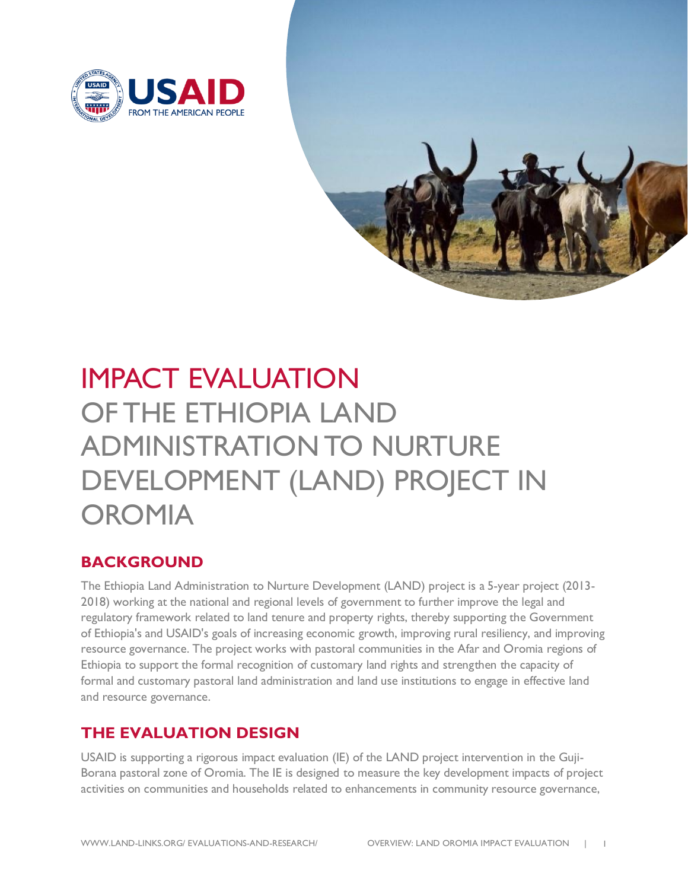# IMPACT EVALUATION OF THE ETHIOPIA LAND ADMINISTRATION TO NURTURE DEVELOPMENT (LAND) PROJECT IN OROMIA

## BACKGROUND

The Ethiopia Land Administration to Nurture Development (LAND) project is a 5-year project (2013-2018) working at the national and regional levels of government to further improve the legal and regulatory framework related to land tenure and property rights, thereby supporting the Government of Ethiopia's and USAID's goals of increasing economic growth, improving rural resiliency, and improving resource governance. The project works with pastoral communities in the Afar and Oromia regions of Ethiopia to support the formal recognition of customary land rights and strengthen the capacity of formal and customary pastoral land administration and land use institutions to engage in effective land and resource governance.

## THE EVALUATION DESIGN

USAID is supporting a rigorous impact evaluation (IE) of the LAND project intervention in the Guji-Borana pastoral zone of Oromia. The IE is designed to measure the key development impacts of project activities on communities and households related to enhancements in community resource governance,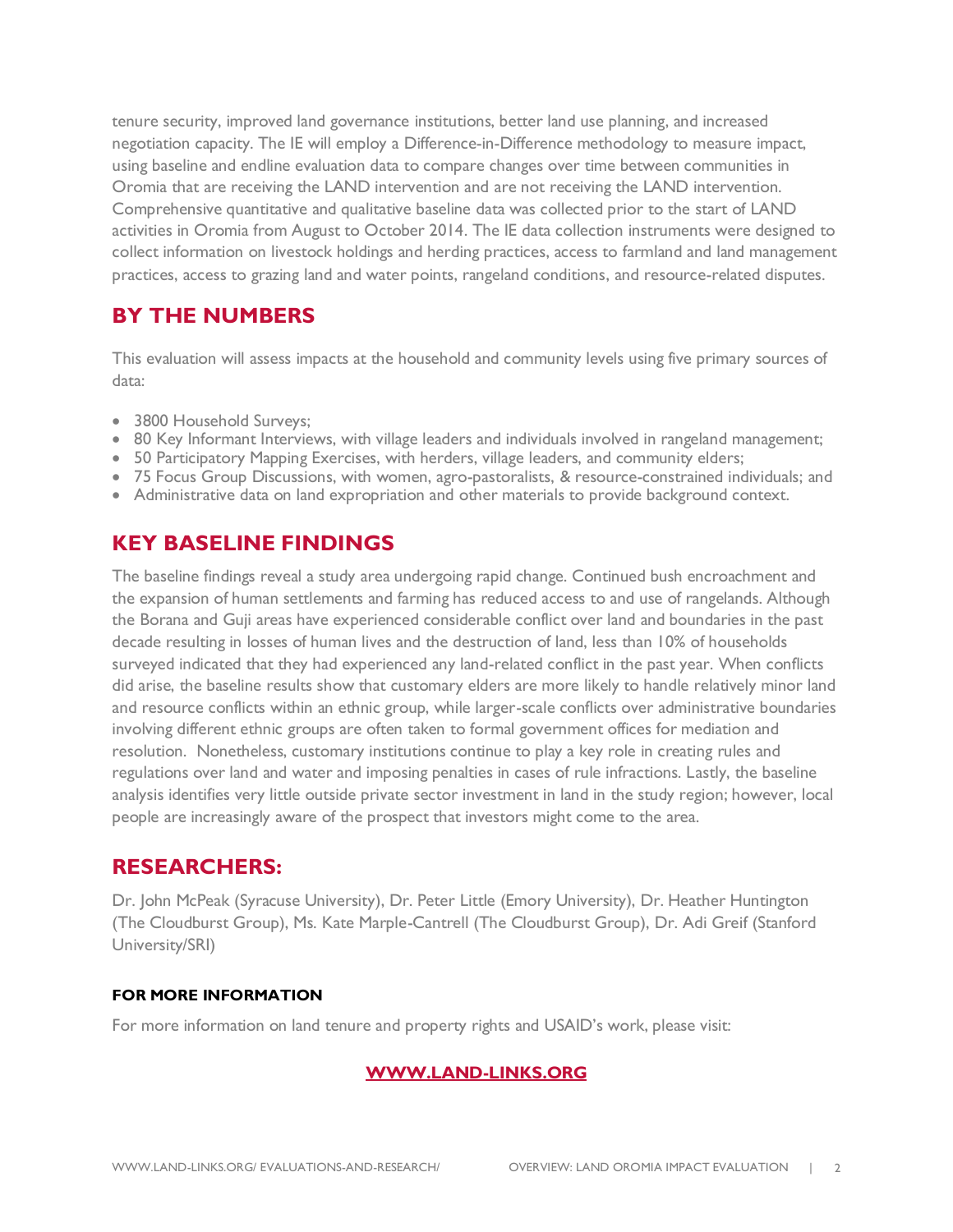tenure security, improved land governance institutions, better land use planning, and increased negotiation capacity. The IE will employ a Difference-in-Difference methodology to measure impact, using baseline and endline evaluation data to compare changes over time between communities in Oromia that are receiving the LAND intervention and are not receiving the LAND intervention. Comprehensive quantitative and qualitative baseline data was collected prior to the start of LAND activities in Oromia from August to October 2014. The IE data collection instruments were designed to collect information on livestock holdings and herding practices, access to farmland and land management practices, access to grazing land and water points, rangeland conditions, and resource-related disputes.

## BY THE NUMBERS

This evaluation will assess impacts at the household and community levels using five primary sources of data:

- 3800 Household Surveys;
- 80 Key Informant Interviews, with village leaders and individuals involved in rangeland management;
- 50 Participatory Mapping Exercises, with herders, village leaders, and community elders;
- 75 Focus Group Discussions, with women, agro-pastoralists, & resource-constrained individuals; and
- Administrative data on land expropriation and other materials to provide background context.

## KEY BASELINE FINDINGS

The baseline findings reveal a study area undergoing rapid change. Continued bush encroachment and the expansion of human settlements and farming has reduced access to and use of rangelands. Although the Borana and Guji areas have experienced considerable conflict over land and boundaries in the past decade resulting in losses of human lives and the destruction of land, less than 10% of households surveyed indicated that they had experienced any land-related conflict in the past year. When conflicts did arise, the baseline results show that customary elders are more likely to handle relatively minor land and resource conflicts within an ethnic group, while larger-scale conflicts over administrative boundaries involving different ethnic groups are often taken to formal government offices for mediation and resolution. Nonetheless, customary institutions continue to play a key role in creating rules and regulations over land and water and imposing penalties in cases of rule infractions. Lastly, the baseline analysis identifies very little outside private sector investment in land in the study region; however, local people are increasingly aware of the prospect that investors might come to the area.

## RESEARCHERS:

Dr. John McPeak (Syracuse University), Dr. Peter Little (Emory University), Dr. Heather Huntington (The Cloudburst Group), Ms. Kate Marple-Cantrell (The Cloudburst Group), Dr. Adi Greif (Stanford University/SRI)

#### FOR MORE INFORMATION

For more information on land tenure and property rights and USAID's work, please visit:

**WWW.LAND-LINKS.ORG**